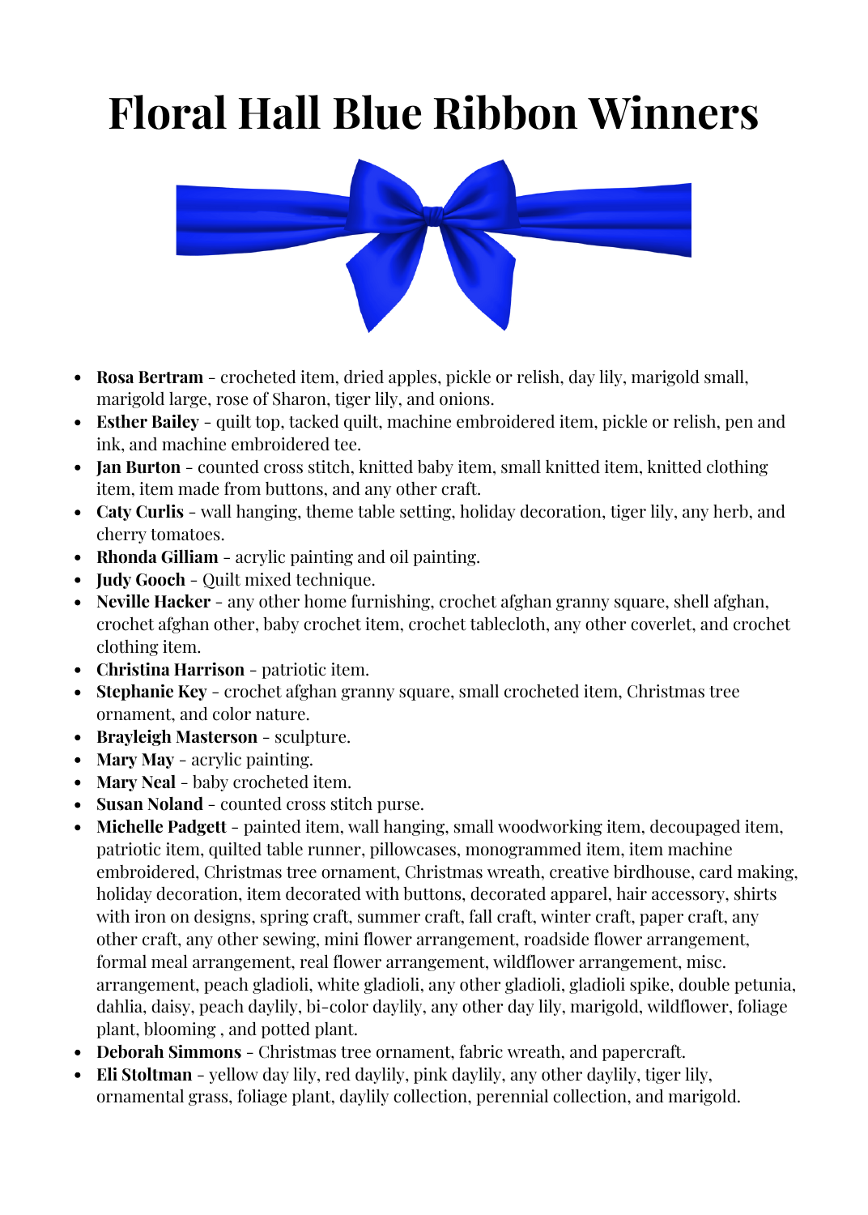# Floral Hall Blue Ribbon Winners

- **Rosa Bertram** - crocheted item, dried apples, pickle or relish, day lily, marigold small, marigold large, rose of Sharon, tiger lily, and onions.
- **Esther Bailey** - quilt top, tacked quilt, machine embroidered item, pickle or relish, pen and ink, and machine embroidered tee.
- **Jan Burton** - counted cross stitch, knitted baby item, small knitted item, knitted clothing item, item made from buttons, and any other craft.
- **Caty Curlis** - wall hanging, theme table setting, holiday decoration, tiger lily, any herb, and cherry tomatoes.
- **Rhonda Gilliam** - acrylic painting and oil painting.
- **Judy Gooch** - Quilt mixed technique.
- **Neville Hacker** - any other home furnishing, crochet afghan granny square, shell afghan, crochet afghan other, baby crochet item, crochet tablecloth, any other coverlet, and crochet clothing item.
- **Christina Harrison** - patriotic item.
- **Stephanie Key** - crochet afghan granny square, small crocheted item, Christmas tree ornament, and color nature.
- **Brayleigh Masterson** - sculpture.
- **Mary May** - acrylic painting.
- **Mary Neal** - baby crocheted item.
- **Susan Noland** - counted cross stitch purse.
- **Michelle Padgett** - painted item, wall hanging, small woodworking item, decoupaged item, patriotic item, quilted table runner, pillowcases, monogrammed item, item machine embroidered, Christmas tree ornament, Christmas wreath, creative birdhouse, card making, holiday decoration, item decorated with buttons, decorated apparel, hair accessory, shirts with iron on designs, spring craft, summer craft, fall craft, winter craft, paper craft, any other craft, any other sewing, mini flower arrangement, roadside flower arrangement, formal meal arrangement, real flower arrangement, wildflower arrangement, misc. arrangement, peach gladioli, white gladioli, any other gladioli, gladioli spike, double petunia, dahlia, daisy, peach daylily, bi-color daylily, any other day lily, marigold, wildflower, foliage plant, blooming , and potted plant.
- **Deborah Simmons** - Christmas tree ornament, fabric wreath, and papercraft.
- **Eli Stoltman** - yellow day lily, red daylily, pink daylily, any other daylily, tiger lily, ornamental grass, foliage plant, daylily collection, perennial collection, and marigold.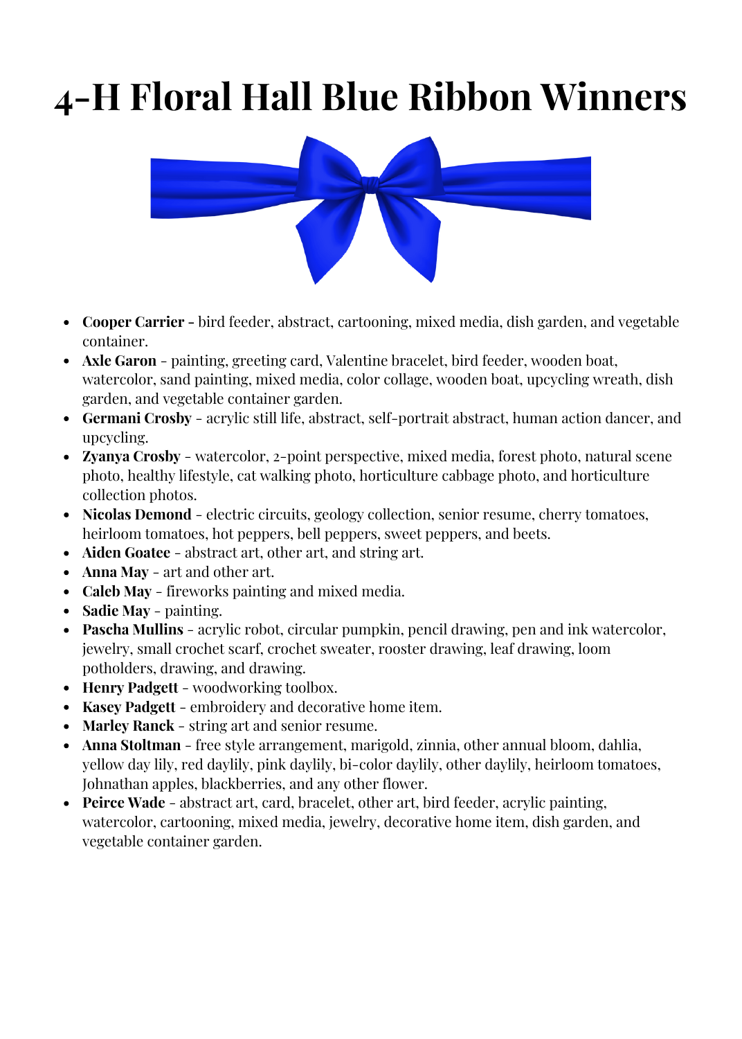# 4-H Floral Hall Blue Ribbon Winners

- **Cooper Carrier -** bird feeder, abstract, cartooning, mixed media, dish garden, and vegetable container.
- **Axle Garon** - painting, greeting card, Valentine bracelet, bird feeder, wooden boat, watercolor, sand painting, mixed media, color collage, wooden boat, upcycling wreath, dish garden, and vegetable container garden.
- **Germani Crosby** - acrylic still life, abstract, self-portrait abstract, human action dancer, and upcycling.
- **Zyanya Crosby** - watercolor, 2-point perspective, mixed media, forest photo, natural scene photo, healthy lifestyle, cat walking photo, horticulture cabbage photo, and horticulture collection photos.
- **Nicolas Demond** - electric circuits, geology collection, senior resume, cherry tomatoes, heirloom tomatoes, hot peppers, bell peppers, sweet peppers, and beets.
- **Aiden Goatee** - abstract art, other art, and string art.
- **Anna May** - art and other art.
- **Caleb May** - fireworks painting and mixed media.
- **Sadie May** - painting.
- **Pascha Mullins** - acrylic robot, circular pumpkin, pencil drawing, pen and ink watercolor, jewelry, small crochet scarf, crochet sweater, rooster drawing, leaf drawing, loom potholders, drawing, and drawing.
- **Henry Padgett** - woodworking toolbox.
- **Kasey Padgett** - embroidery and decorative home item.
- **Marley Ranck** - string art and senior resume.
- **Anna Stoltman** - free style arrangement, marigold, zinnia, other annual bloom, dahlia, yellow day lily, red daylily, pink daylily, bi-color daylily, other daylily, heirloom tomatoes, Johnathan apples, blackberries, and any other flower.
- **Peirce Wade** - abstract art, card, bracelet, other art, bird feeder, acrylic painting, watercolor, cartooning, mixed media, jewelry, decorative home item, dish garden, and vegetable container garden.